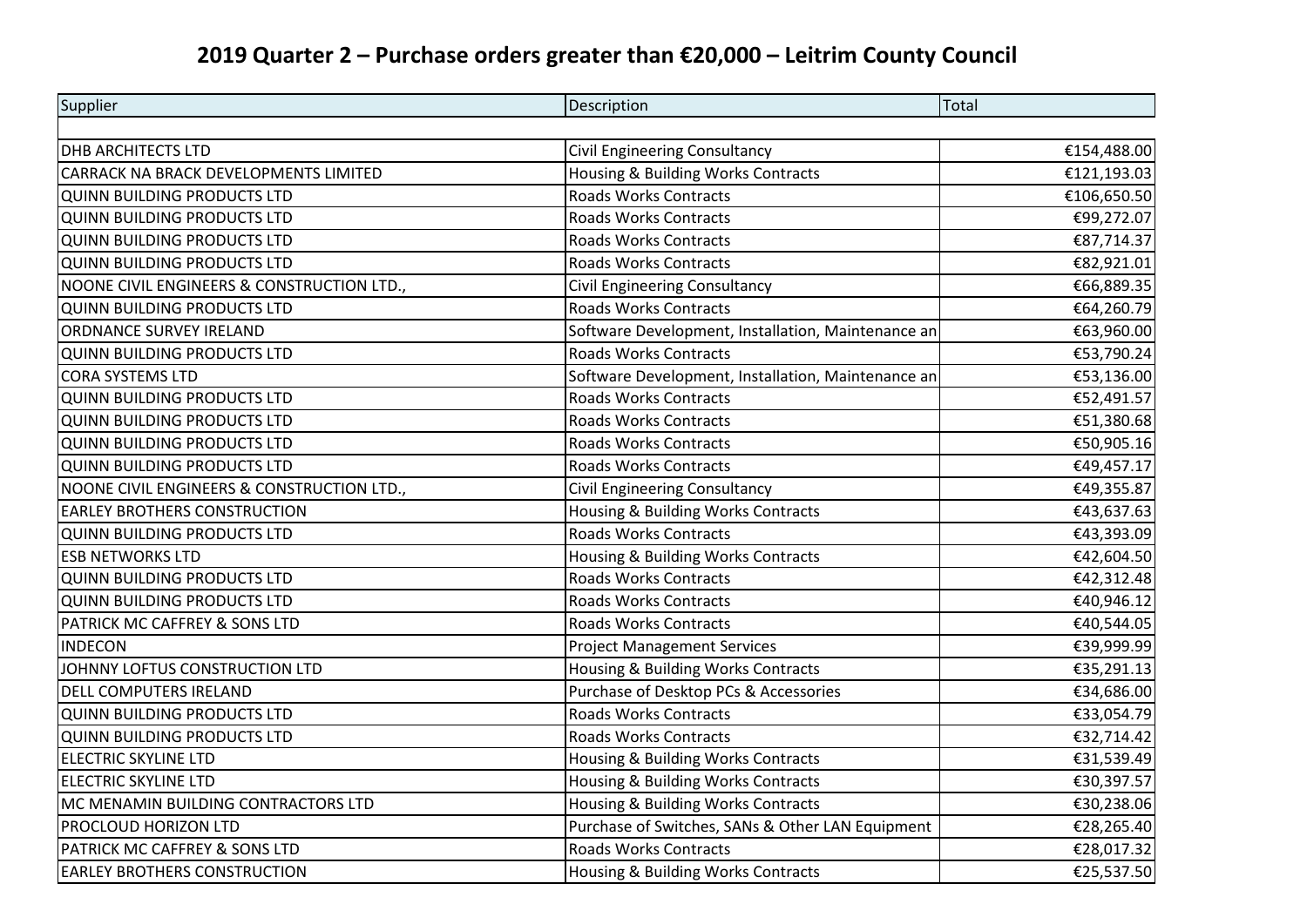# 2019 Quarter 2 – Purchase orders greater than €20,000 – Leitrim County Council

| Supplier | Description | Total |
|---|---|---|
| | | |
| DHB ARCHITECTS LTD | Civil Engineering Consultancy | €154,488.00 |
| CARRACK NA BRACK DEVELOPMENTS LIMITED | Housing & Building Works Contracts | €121,193.03 |
| QUINN BUILDING PRODUCTS LTD | Roads Works Contracts | €106,650.50 |
| QUINN BUILDING PRODUCTS LTD | Roads Works Contracts | €99,272.07 |
| QUINN BUILDING PRODUCTS LTD | Roads Works Contracts | €87,714.37 |
| QUINN BUILDING PRODUCTS LTD | Roads Works Contracts | €82,921.01 |
| NOONE CIVIL ENGINEERS & CONSTRUCTION LTD., | Civil Engineering Consultancy | €66,889.35 |
| QUINN BUILDING PRODUCTS LTD | Roads Works Contracts | €64,260.79 |
| ORDNANCE SURVEY IRELAND | Software Development, Installation, Maintenance an | €63,960.00 |
| QUINN BUILDING PRODUCTS LTD | Roads Works Contracts | €53,790.24 |
| CORA SYSTEMS LTD | Software Development, Installation, Maintenance an | €53,136.00 |
| QUINN BUILDING PRODUCTS LTD | Roads Works Contracts | €52,491.57 |
| QUINN BUILDING PRODUCTS LTD | Roads Works Contracts | €51,380.68 |
| QUINN BUILDING PRODUCTS LTD | Roads Works Contracts | €50,905.16 |
| QUINN BUILDING PRODUCTS LTD | Roads Works Contracts | €49,457.17 |
| NOONE CIVIL ENGINEERS & CONSTRUCTION LTD., | Civil Engineering Consultancy | €49,355.87 |
| EARLEY BROTHERS CONSTRUCTION | Housing & Building Works Contracts | €43,637.63 |
| QUINN BUILDING PRODUCTS LTD | Roads Works Contracts | €43,393.09 |
| ESB NETWORKS LTD | Housing & Building Works Contracts | €42,604.50 |
| QUINN BUILDING PRODUCTS LTD | Roads Works Contracts | €42,312.48 |
| QUINN BUILDING PRODUCTS LTD | Roads Works Contracts | €40,946.12 |
| PATRICK MC CAFFREY & SONS LTD | Roads Works Contracts | €40,544.05 |
| INDECON | Project Management Services | €39,999.99 |
| JOHNNY LOFTUS CONSTRUCTION LTD | Housing & Building Works Contracts | €35,291.13 |
| DELL COMPUTERS IRELAND | Purchase of Desktop PCs & Accessories | €34,686.00 |
| QUINN BUILDING PRODUCTS LTD | Roads Works Contracts | €33,054.79 |
| QUINN BUILDING PRODUCTS LTD | Roads Works Contracts | €32,714.42 |
| ELECTRIC SKYLINE LTD | Housing & Building Works Contracts | €31,539.49 |
| ELECTRIC SKYLINE LTD | Housing & Building Works Contracts | €30,397.57 |
| MC MENAMIN BUILDING CONTRACTORS LTD | Housing & Building Works Contracts | €30,238.06 |
| PROCLOUD HORIZON LTD | Purchase of Switches, SANs & Other LAN Equipment | €28,265.40 |
| PATRICK MC CAFFREY & SONS LTD | Roads Works Contracts | €28,017.32 |
| EARLEY BROTHERS CONSTRUCTION | Housing & Building Works Contracts | €25,537.50 |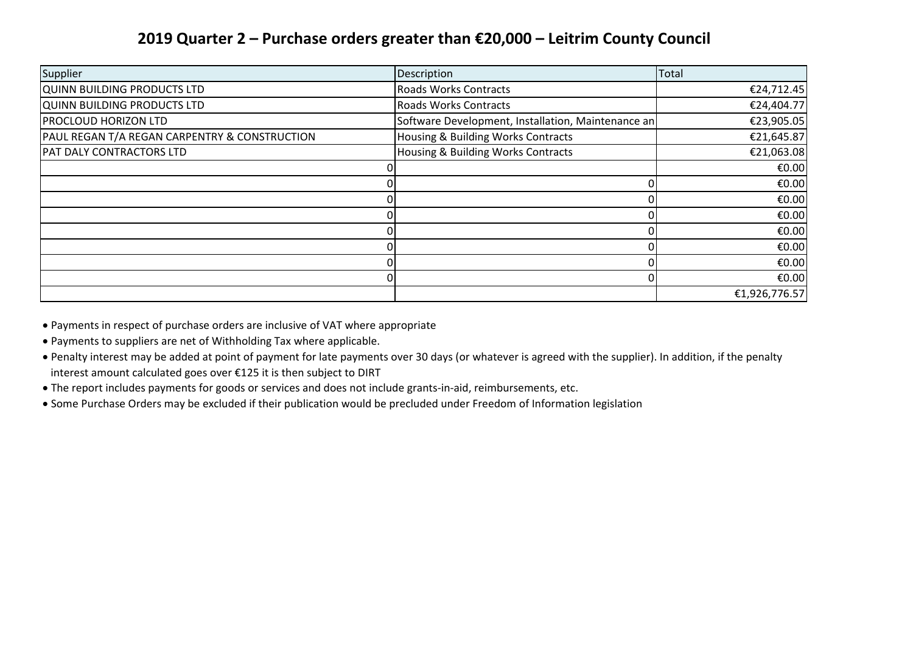## 2019 Quarter 2 – Purchase orders greater than €20,000 – Leitrim County Council

| Supplier | Description | Total |
|---|---|---|
| QUINN BUILDING PRODUCTS LTD | Roads Works Contracts | €24,712.45 |
| QUINN BUILDING PRODUCTS LTD | Roads Works Contracts | €24,404.77 |
| PROCLOUD HORIZON LTD | Software Development, Installation, Maintenance an | €23,905.05 |
| PAUL REGAN T/A REGAN CARPENTRY & CONSTRUCTION | Housing & Building Works Contracts | €21,645.87 |
| PAT DALY CONTRACTORS LTD | Housing & Building Works Contracts | €21,063.08 |
| 0 | | €0.00 |
| 0 | 0 | €0.00 |
| 0 | 0 | €0.00 |
| 0 | 0 | €0.00 |
| 0 | 0 | €0.00 |
| 0 | 0 | €0.00 |
| 0 | 0 | €0.00 |
| 0 | 0 | €0.00 |
| | | €1,926,776.57 |

- Payments in respect of purchase orders are inclusive of VAT where appropriate
- Payments to suppliers are net of Withholding Tax where applicable.
- Penalty interest may be added at point of payment for late payments over 30 days (or whatever is agreed with the supplier). In addition, if the penalty interest amount calculated goes over €125 it is then subject to DIRT
- The report includes payments for goods or services and does not include grants-in-aid, reimbursements, etc.
- Some Purchase Orders may be excluded if their publication would be precluded under Freedom of Information legislation